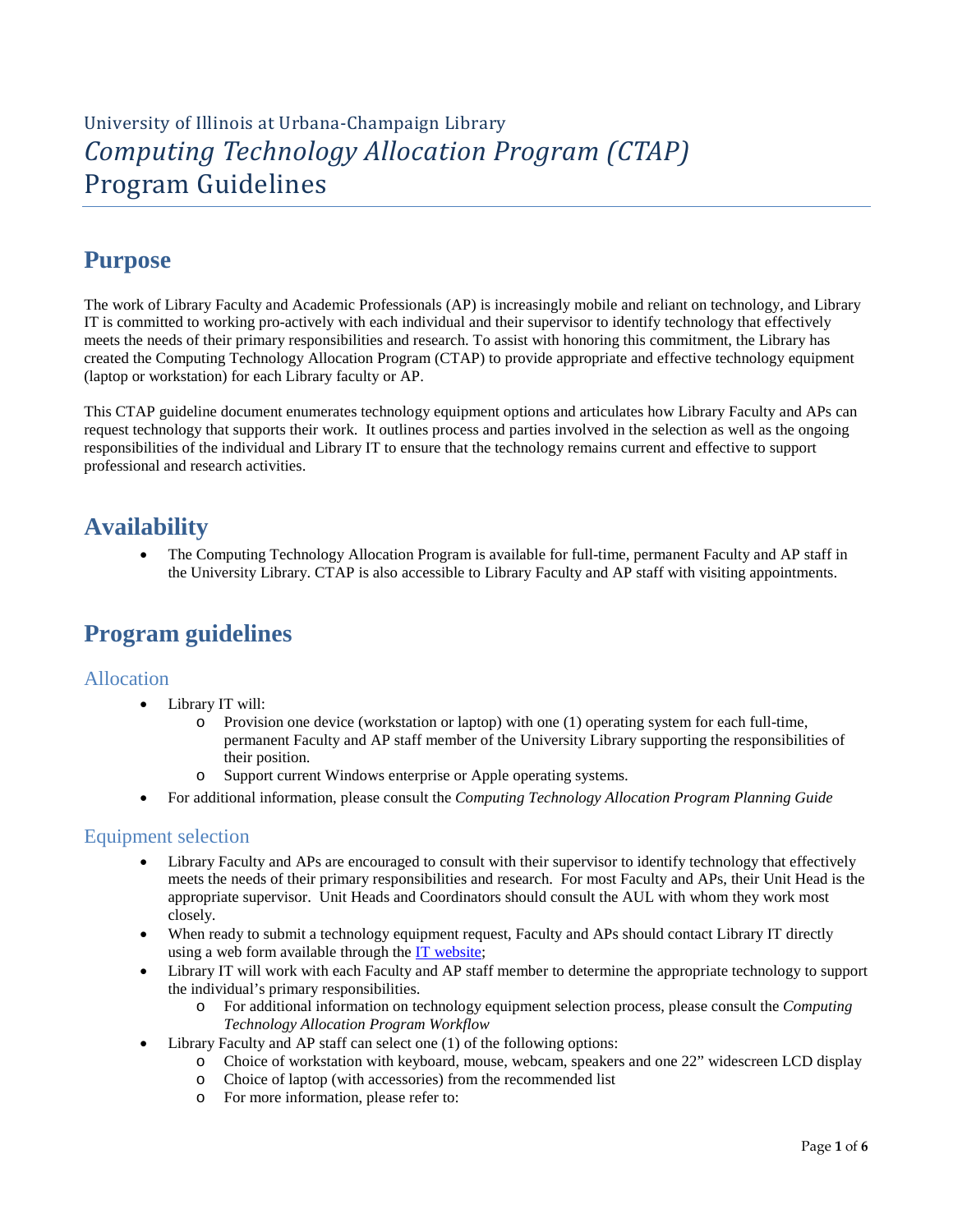University of Illinois at Urbana-Champaign Library

# *Computing Technology Allocation Program (CTAP)*

Program Guidelines

## Purpose

The work of Library Faculty and Academic Professionals (AP) is increasingly mobile and reliant on technology, and Library IT is committed to working pro-actively with each individual and their supervisor to identify technology that effectively meets the needs of their primary responsibilities and research. To assist with honoring this commitment, the Library has created the Computing Technology Allocation Program (CTAP) to provide appropriate and effective technology equipment (laptop or workstation) for each Library faculty or AP.

This CTAP guideline document enumerates technology equipment options and articulates how Library Faculty and APs can request technology that supports their work. It outlines process and parties involved in the selection as well as the ongoing responsibilities of the individual and Library IT to ensure that the technology remains current and effective to support professional and research activities.

## Availability

- The Computing Technology Allocation Program is available for full-time, permanent Faculty and AP staff in the University Library. CTAP is also accessible to Library Faculty and AP staff with visiting appointments.

## Program guidelines

### Allocation

- Library IT will:
  - Provision one device (workstation or laptop) with one (1) operating system for each full-time, permanent Faculty and AP staff member of the University Library supporting the responsibilities of their position.
  - Support current Windows enterprise or Apple operating systems.
- For additional information, please consult the *Computing Technology Allocation Program Planning Guide*

### Equipment selection

- Library Faculty and APs are encouraged to consult with their supervisor to identify technology that effectively meets the needs of their primary responsibilities and research. For most Faculty and APs, their Unit Head is the appropriate supervisor. Unit Heads and Coordinators should consult the AUL with whom they work most closely.
- When ready to submit a technology equipment request, Faculty and APs should contact Library IT directly using a web form available through the IT website;
- Library IT will work with each Faculty and AP staff member to determine the appropriate technology to support the individual's primary responsibilities.
  - For additional information on technology equipment selection process, please consult the *Computing Technology Allocation Program Workflow*
- Library Faculty and AP staff can select one (1) of the following options:
  - Choice of workstation with keyboard, mouse, webcam, speakers and one 22" widescreen LCD display
  - Choice of laptop (with accessories) from the recommended list
  - For more information, please refer to: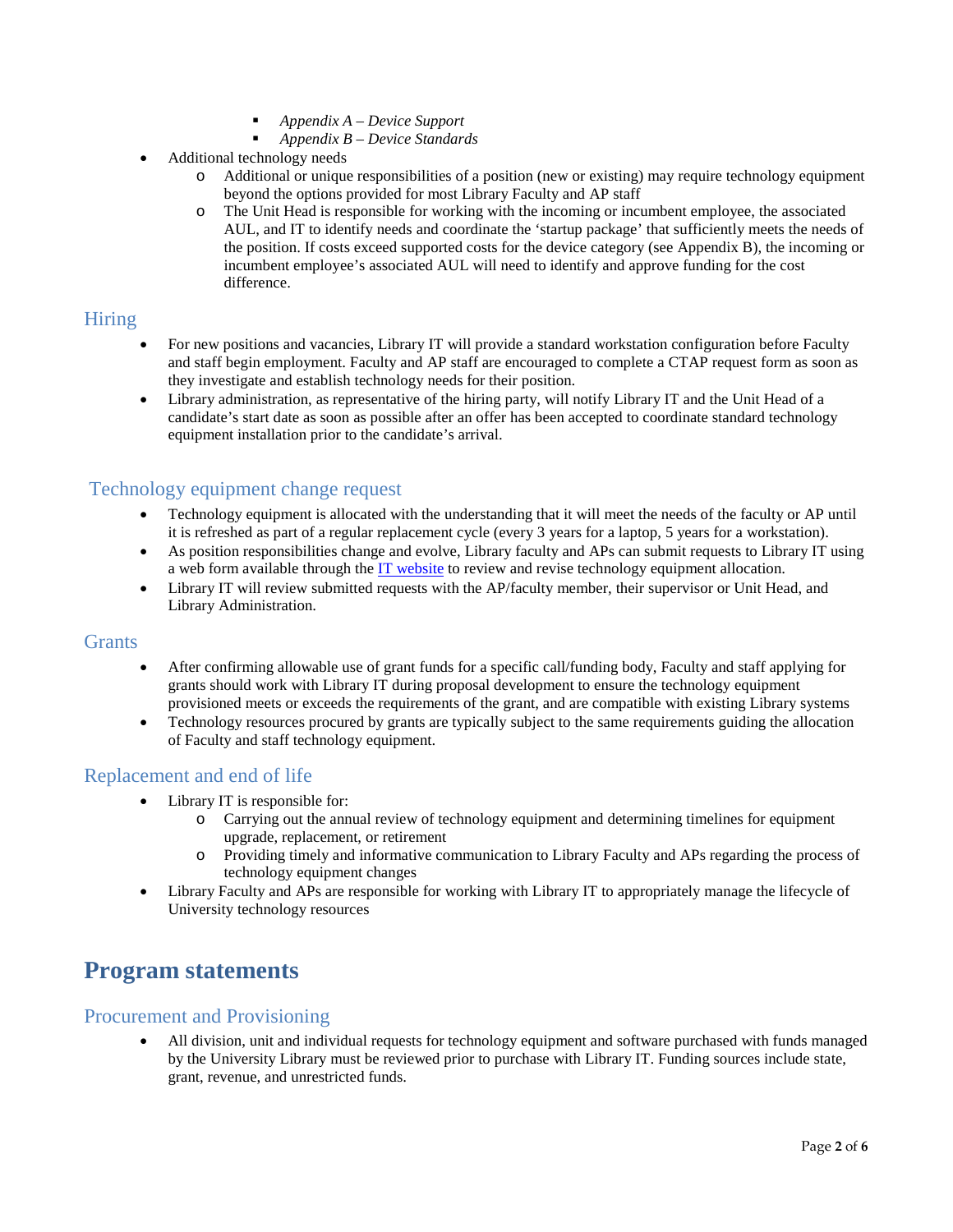- *Appendix A – Device Support*
        - *Appendix B – Device Standards*
- Additional technology needs
    - Additional or unique responsibilities of a position (new or existing) may require technology equipment beyond the options provided for most Library Faculty and AP staff
    - The Unit Head is responsible for working with the incoming or incumbent employee, the associated AUL, and IT to identify needs and coordinate the 'startup package' that sufficiently meets the needs of the position. If costs exceed supported costs for the device category (see Appendix B), the incoming or incumbent employee's associated AUL will need to identify and approve funding for the cost difference.

## Hiring

- For new positions and vacancies, Library IT will provide a standard workstation configuration before Faculty and staff begin employment. Faculty and AP staff are encouraged to complete a CTAP request form as soon as they investigate and establish technology needs for their position.
- Library administration, as representative of the hiring party, will notify Library IT and the Unit Head of a candidate's start date as soon as possible after an offer has been accepted to coordinate standard technology equipment installation prior to the candidate's arrival.

## Technology equipment change request

- Technology equipment is allocated with the understanding that it will meet the needs of the faculty or AP until it is refreshed as part of a regular replacement cycle (every 3 years for a laptop, 5 years for a workstation).
- As position responsibilities change and evolve, Library faculty and APs can submit requests to Library IT using a web form available through the [IT website] to review and revise technology equipment allocation.
- Library IT will review submitted requests with the AP/faculty member, their supervisor or Unit Head, and Library Administration.

## Grants

- After confirming allowable use of grant funds for a specific call/funding body, Faculty and staff applying for grants should work with Library IT during proposal development to ensure the technology equipment provisioned meets or exceeds the requirements of the grant, and are compatible with existing Library systems
- Technology resources procured by grants are typically subject to the same requirements guiding the allocation of Faculty and staff technology equipment.

## Replacement and end of life

- Library IT is responsible for:
    - Carrying out the annual review of technology equipment and determining timelines for equipment upgrade, replacement, or retirement
    - Providing timely and informative communication to Library Faculty and APs regarding the process of technology equipment changes
- Library Faculty and APs are responsible for working with Library IT to appropriately manage the lifecycle of University technology resources

# Program statements

## Procurement and Provisioning

- All division, unit and individual requests for technology equipment and software purchased with funds managed by the University Library must be reviewed prior to purchase with Library IT. Funding sources include state, grant, revenue, and unrestricted funds.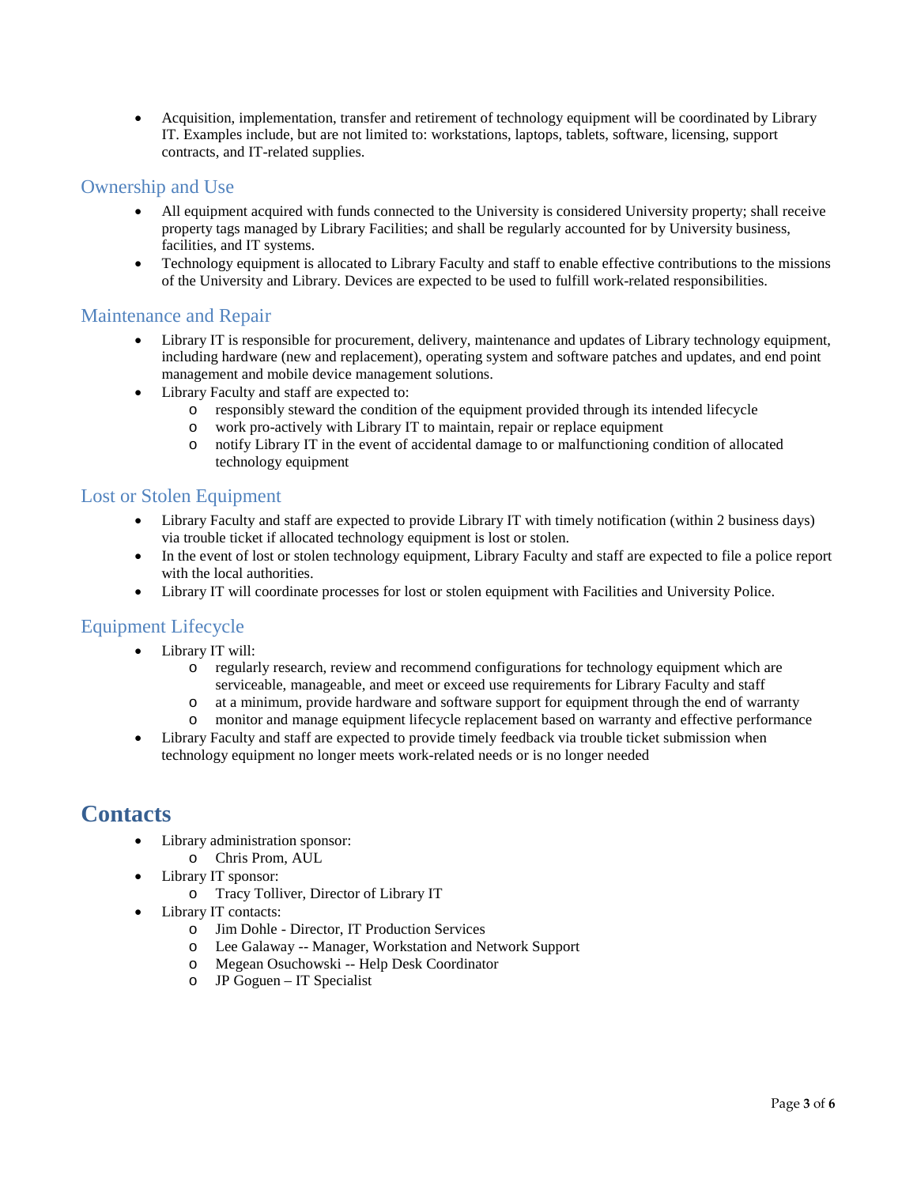- Acquisition, implementation, transfer and retirement of technology equipment will be coordinated by Library IT. Examples include, but are not limited to: workstations, laptops, tablets, software, licensing, support contracts, and IT-related supplies.

## Ownership and Use

- All equipment acquired with funds connected to the University is considered University property; shall receive property tags managed by Library Facilities; and shall be regularly accounted for by University business, facilities, and IT systems.
- Technology equipment is allocated to Library Faculty and staff to enable effective contributions to the missions of the University and Library. Devices are expected to be used to fulfill work-related responsibilities.

## Maintenance and Repair

- Library IT is responsible for procurement, delivery, maintenance and updates of Library technology equipment, including hardware (new and replacement), operating system and software patches and updates, and end point management and mobile device management solutions.
- Library Faculty and staff are expected to:
  - responsibly steward the condition of the equipment provided through its intended lifecycle
  - work pro-actively with Library IT to maintain, repair or replace equipment
  - notify Library IT in the event of accidental damage to or malfunctioning condition of allocated technology equipment

## Lost or Stolen Equipment

- Library Faculty and staff are expected to provide Library IT with timely notification (within 2 business days) via trouble ticket if allocated technology equipment is lost or stolen.
- In the event of lost or stolen technology equipment, Library Faculty and staff are expected to file a police report with the local authorities.
- Library IT will coordinate processes for lost or stolen equipment with Facilities and University Police.

## Equipment Lifecycle

- Library IT will:
  - regularly research, review and recommend configurations for technology equipment which are serviceable, manageable, and meet or exceed use requirements for Library Faculty and staff
  - at a minimum, provide hardware and software support for equipment through the end of warranty
  - monitor and manage equipment lifecycle replacement based on warranty and effective performance
- Library Faculty and staff are expected to provide timely feedback via trouble ticket submission when technology equipment no longer meets work-related needs or is no longer needed

# Contacts

- Library administration sponsor:
  - Chris Prom, AUL
- Library IT sponsor:
  - Tracy Tolliver, Director of Library IT
- Library IT contacts:
  - Jim Dohle - Director, IT Production Services
  - Lee Galaway -- Manager, Workstation and Network Support
  - Megean Osuchowski -- Help Desk Coordinator
  - JP Goguen – IT Specialist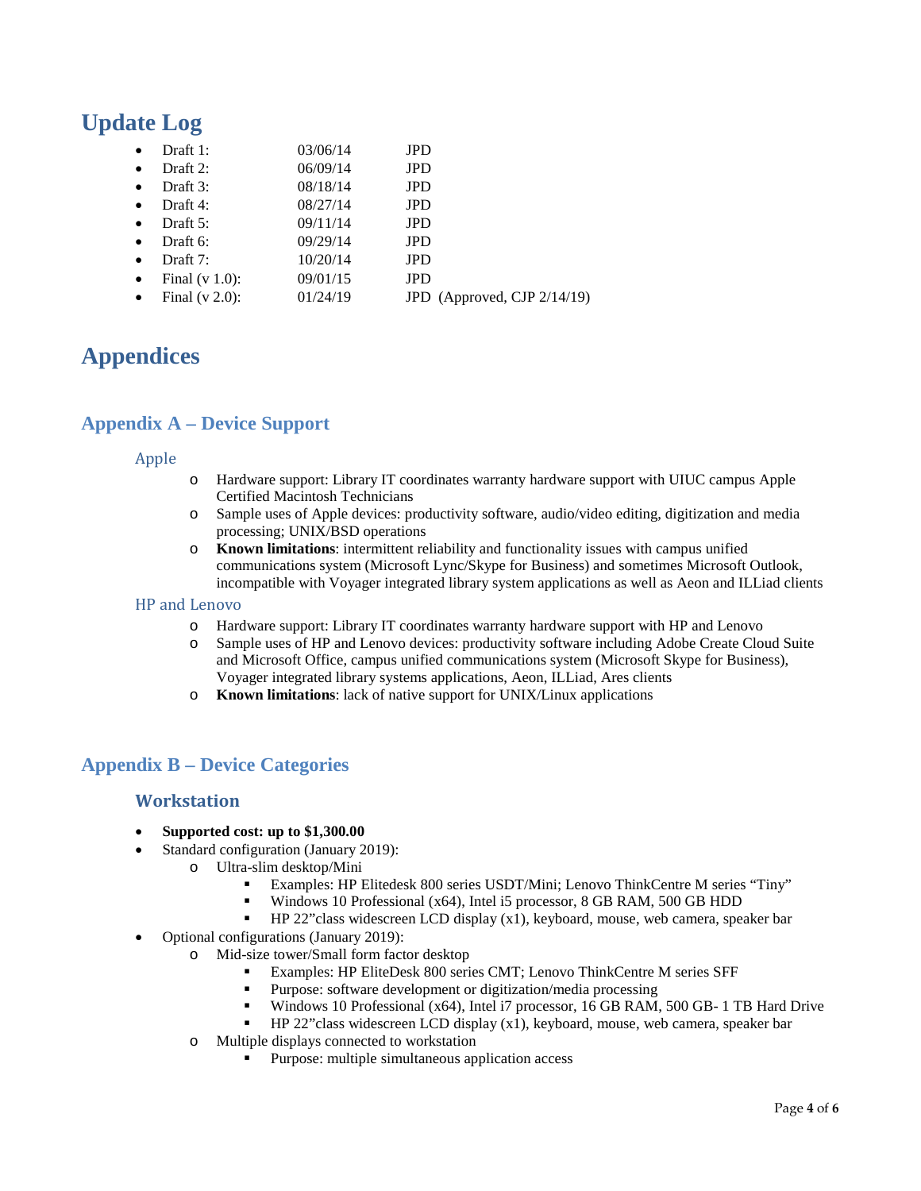# Update Log

- Draft 1: 03/06/14 JPD
- Draft 2: 06/09/14 JPD
- Draft 3: 08/18/14 JPD
- Draft 4: 08/27/14 JPD
- Draft 5: 09/11/14 JPD
- Draft 6: 09/29/14 JPD
- Draft 7: 10/20/14 JPD
- Final (v 1.0): 09/01/15 JPD
- Final (v 2.0): 01/24/19 JPD (Approved, CJP 2/14/19)

# Appendices

## Appendix A – Device Support

### Apple

- Hardware support: Library IT coordinates warranty hardware support with UIUC campus Apple Certified Macintosh Technicians
- Sample uses of Apple devices: productivity software, audio/video editing, digitization and media processing; UNIX/BSD operations
- **Known limitations**: intermittent reliability and functionality issues with campus unified communications system (Microsoft Lync/Skype for Business) and sometimes Microsoft Outlook, incompatible with Voyager integrated library system applications as well as Aeon and ILLiad clients

### HP and Lenovo

- Hardware support: Library IT coordinates warranty hardware support with HP and Lenovo
- Sample uses of HP and Lenovo devices: productivity software including Adobe Create Cloud Suite and Microsoft Office, campus unified communications system (Microsoft Skype for Business), Voyager integrated library systems applications, Aeon, ILLiad, Ares clients
- **Known limitations**: lack of native support for UNIX/Linux applications

## Appendix B – Device Categories

### Workstation

- **Supported cost: up to $1,300.00**
- Standard configuration (January 2019):
  - Ultra-slim desktop/Mini
    - Examples: HP Elitedesk 800 series USDT/Mini; Lenovo ThinkCentre M series "Tiny"
    - Windows 10 Professional (x64), Intel i5 processor, 8 GB RAM, 500 GB HDD
    - HP 22"class widescreen LCD display (x1), keyboard, mouse, web camera, speaker bar
- Optional configurations (January 2019):
  - Mid-size tower/Small form factor desktop
    - Examples: HP EliteDesk 800 series CMT; Lenovo ThinkCentre M series SFF
    - Purpose: software development or digitization/media processing
    - Windows 10 Professional (x64), Intel i7 processor, 16 GB RAM, 500 GB- 1 TB Hard Drive
    - HP 22"class widescreen LCD display (x1), keyboard, mouse, web camera, speaker bar
  - Multiple displays connected to workstation
    - Purpose: multiple simultaneous application access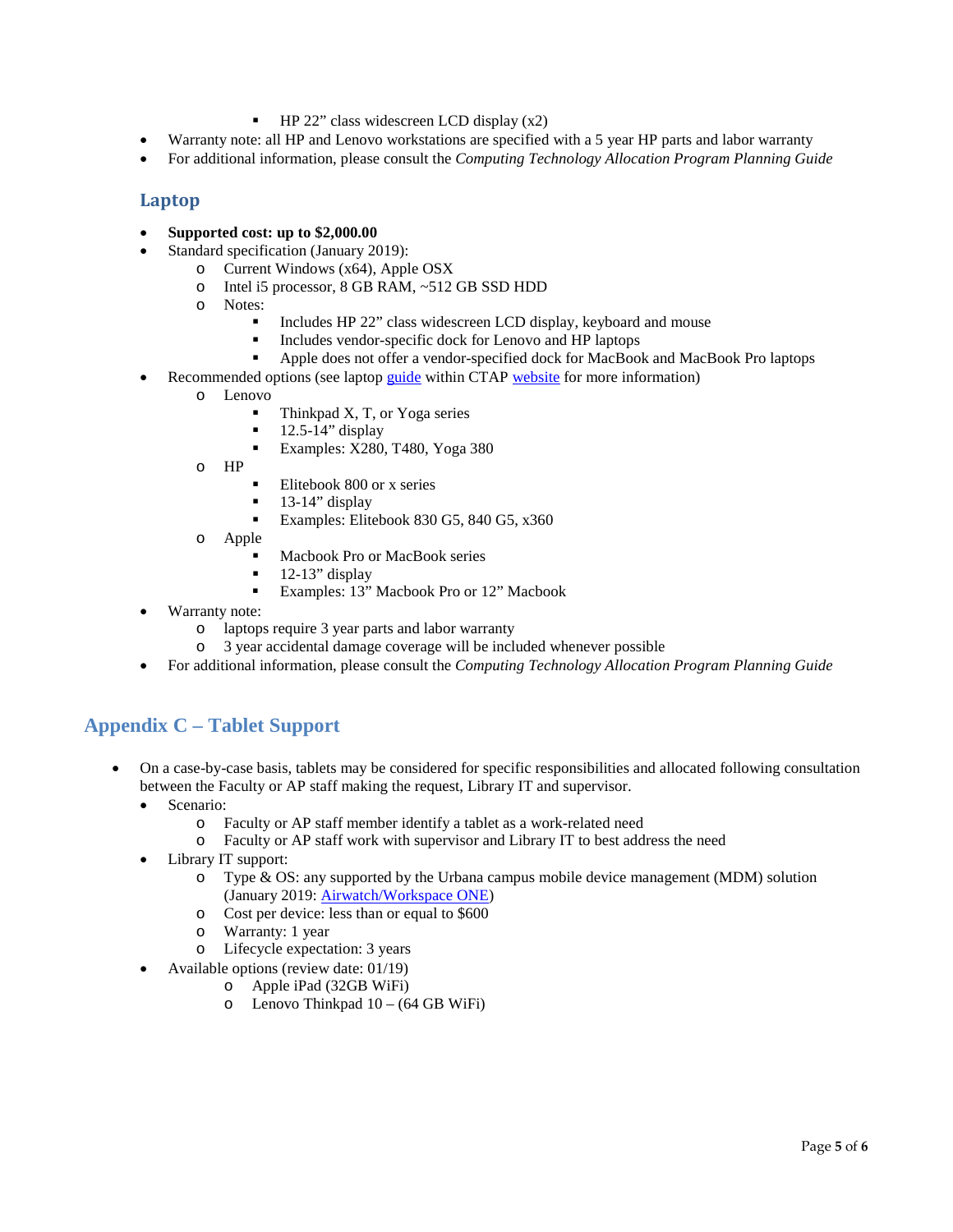- HP 22” class widescreen LCD display (x2)
- Warranty note: all HP and Lenovo workstations are specified with a 5 year HP parts and labor warranty
- For additional information, please consult the *Computing Technology Allocation Program Planning Guide*

### Laptop

- **Supported cost: up to $2,000.00**
- Standard specification (January 2019):
    - Current Windows (x64), Apple OSX
    - Intel i5 processor, 8 GB RAM, ~512 GB SSD HDD
    - Notes:
        - Includes HP 22” class widescreen LCD display, keyboard and mouse
        - Includes vendor-specific dock for Lenovo and HP laptops
        - Apple does not offer a vendor-specified dock for MacBook and MacBook Pro laptops
- Recommended options (see laptop guide within CTAP website for more information)
    - Lenovo
        - Thinkpad X, T, or Yoga series
        - 12.5-14” display
        - Examples: X280, T480, Yoga 380
    - HP
        - Elitebook 800 or x series
        - 13-14” display
        - Examples: Elitebook 830 G5, 840 G5, x360
    - Apple
        - Macbook Pro or MacBook series
        - 12-13” display
        - Examples: 13” Macbook Pro or 12” Macbook
- Warranty note:
    - laptops require 3 year parts and labor warranty
    - 3 year accidental damage coverage will be included whenever possible
- For additional information, please consult the *Computing Technology Allocation Program Planning Guide*

## Appendix C – Tablet Support

- On a case-by-case basis, tablets may be considered for specific responsibilities and allocated following consultation between the Faculty or AP staff making the request, Library IT and supervisor.
    - Scenario:
        - Faculty or AP staff member identify a tablet as a work-related need
        - Faculty or AP staff work with supervisor and Library IT to best address the need
    - Library IT support:
        - Type & OS: any supported by the Urbana campus mobile device management (MDM) solution (January 2019: Airwatch/Workspace ONE)
        - Cost per device: less than or equal to $600
        - Warranty: 1 year
        - Lifecycle expectation: 3 years
    - Available options (review date: 01/19)
        - Apple iPad (32GB WiFi)
        - Lenovo Thinkpad 10 – (64 GB WiFi)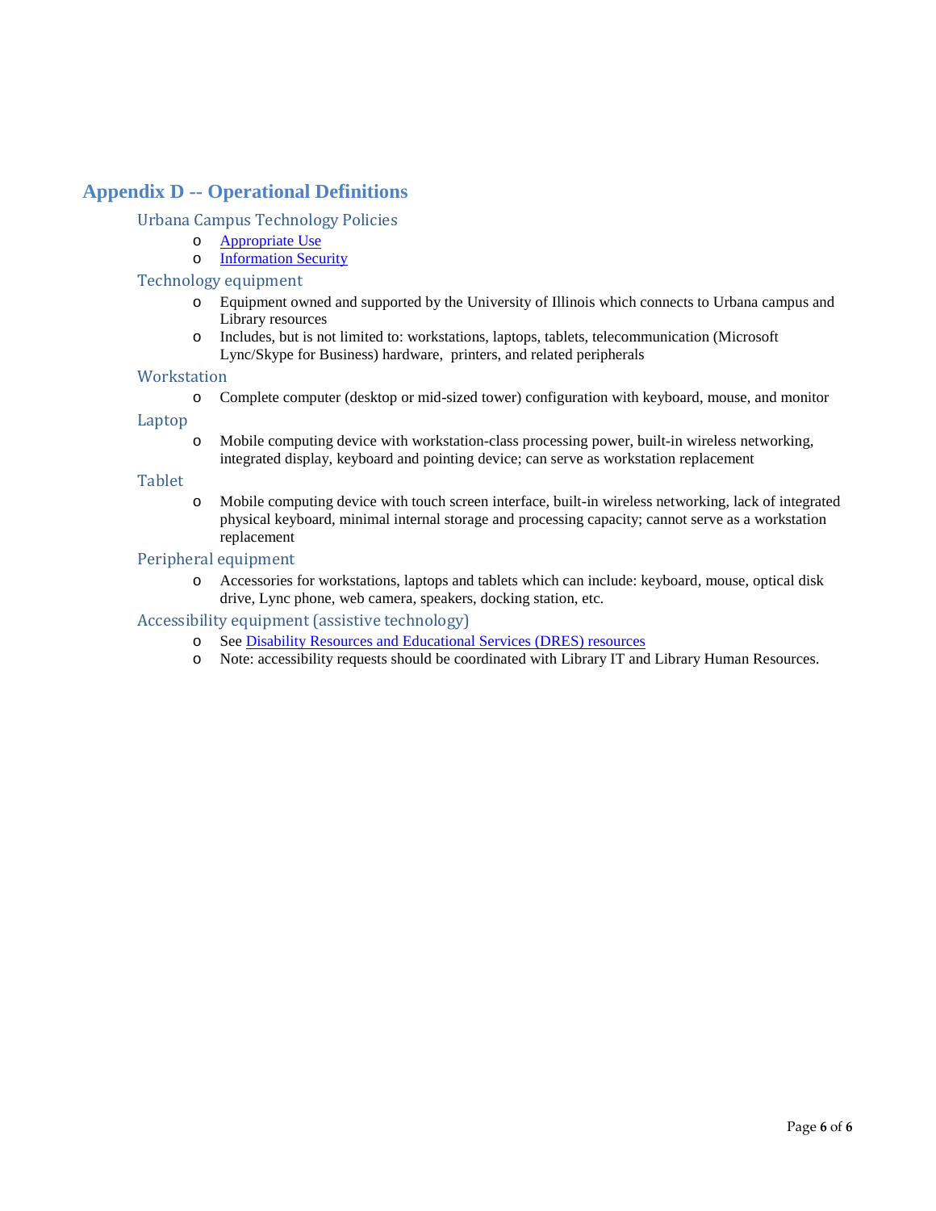## Appendix D -- Operational Definitions

### Urbana Campus Technology Policies

- Appropriate Use
- Information Security

### Technology equipment

- Equipment owned and supported by the University of Illinois which connects to Urbana campus and Library resources
- Includes, but is not limited to: workstations, laptops, tablets, telecommunication (Microsoft Lync/Skype for Business) hardware, printers, and related peripherals

### Workstation

- Complete computer (desktop or mid-sized tower) configuration with keyboard, mouse, and monitor

### Laptop

- Mobile computing device with workstation-class processing power, built-in wireless networking, integrated display, keyboard and pointing device; can serve as workstation replacement

### Tablet

- Mobile computing device with touch screen interface, built-in wireless networking, lack of integrated physical keyboard, minimal internal storage and processing capacity; cannot serve as a workstation replacement

### Peripheral equipment

- Accessories for workstations, laptops and tablets which can include: keyboard, mouse, optical disk drive, Lync phone, web camera, speakers, docking station, etc.

### Accessibility equipment (assistive technology)

- See Disability Resources and Educational Services (DRES) resources
- Note: accessibility requests should be coordinated with Library IT and Library Human Resources.